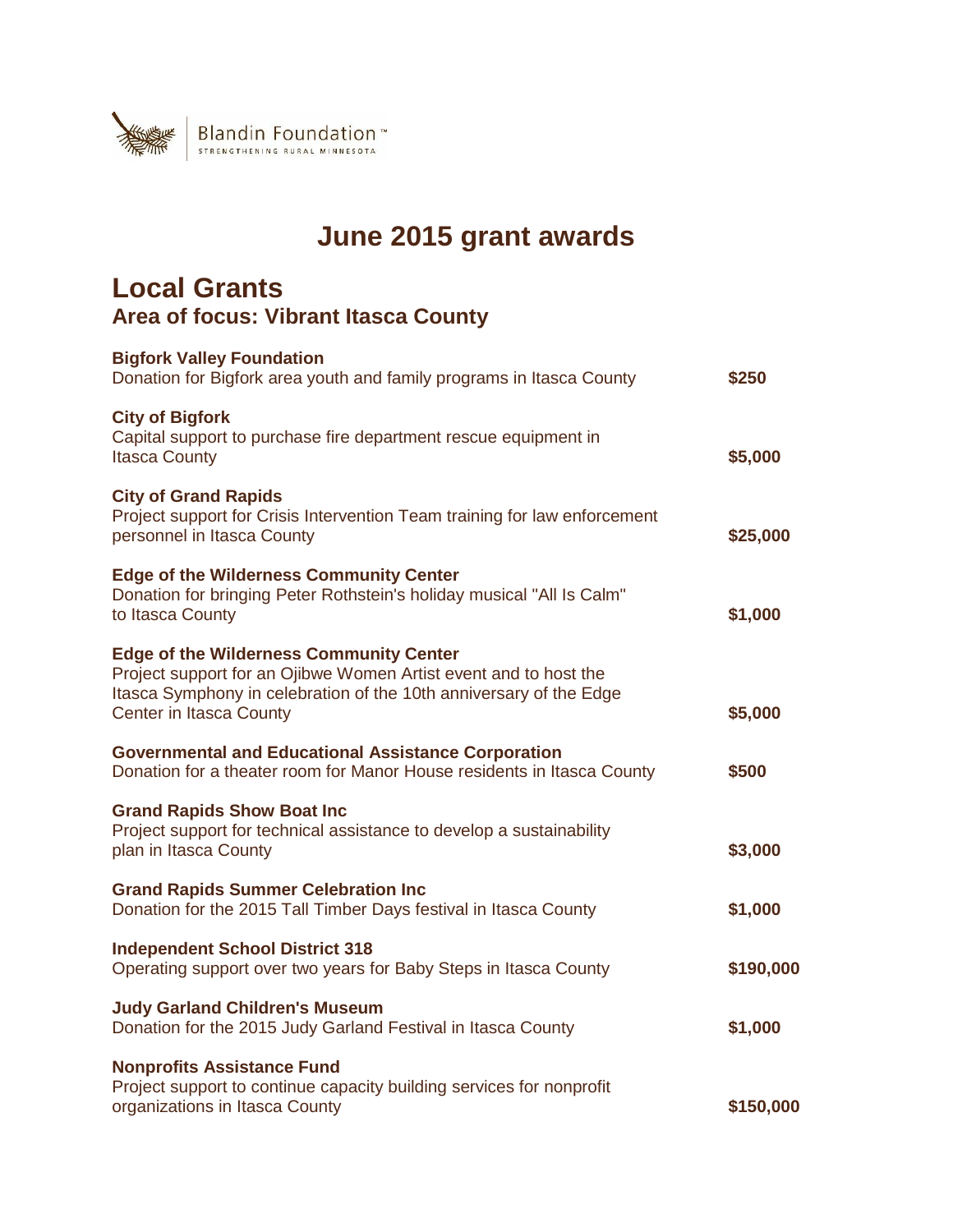Blandin Foundation™
STRENGTHENING RURAL MINNESOTA

# June 2015 grant awards

## Local Grants

### Area of focus: Vibrant Itasca County

**Bigfork Valley Foundation**
Donation for Bigfork area youth and family programs in Itasca County — **$250**

**City of Bigfork**
Capital support to purchase fire department rescue equipment in Itasca County — **$5,000**

**City of Grand Rapids**
Project support for Crisis Intervention Team training for law enforcement personnel in Itasca County — **$25,000**

**Edge of the Wilderness Community Center**
Donation for bringing Peter Rothstein's holiday musical "All Is Calm" to Itasca County — **$1,000**

**Edge of the Wilderness Community Center**
Project support for an Ojibwe Women Artist event and to host the Itasca Symphony in celebration of the 10th anniversary of the Edge Center in Itasca County — **$5,000**

**Governmental and Educational Assistance Corporation**
Donation for a theater room for Manor House residents in Itasca County — **$500**

**Grand Rapids Show Boat Inc**
Project support for technical assistance to develop a sustainability plan in Itasca County — **$3,000**

**Grand Rapids Summer Celebration Inc**
Donation for the 2015 Tall Timber Days festival in Itasca County — **$1,000**

**Independent School District 318**
Operating support over two years for Baby Steps in Itasca County — **$190,000**

**Judy Garland Children's Museum**
Donation for the 2015 Judy Garland Festival in Itasca County — **$1,000**

**Nonprofits Assistance Fund**
Project support to continue capacity building services for nonprofit organizations in Itasca County — **$150,000**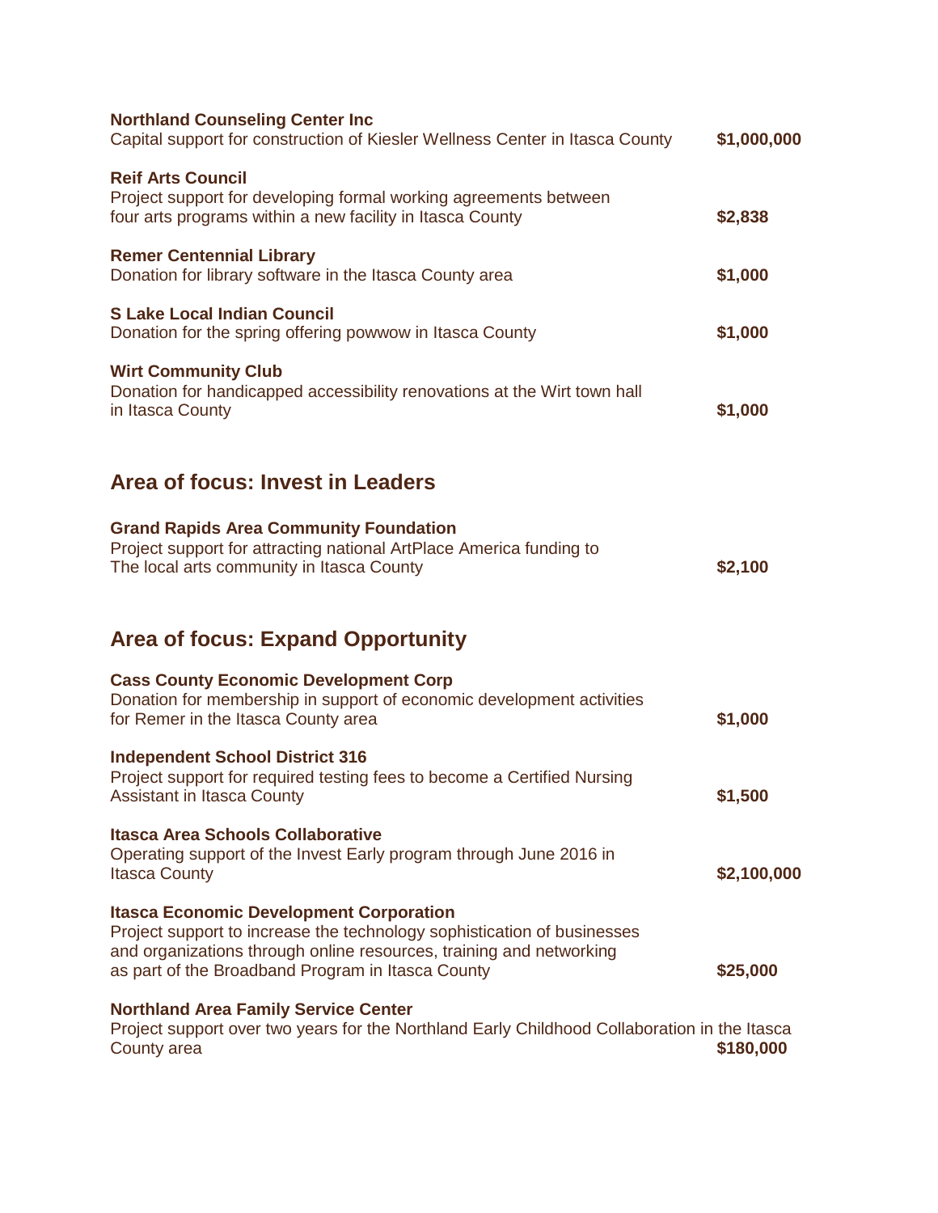**Northland Counseling Center Inc**
Capital support for construction of Kiesler Wellness Center in Itasca County **$1,000,000**

**Reif Arts Council**
Project support for developing formal working agreements between four arts programs within a new facility in Itasca County **$2,838**

**Remer Centennial Library**
Donation for library software in the Itasca County area **$1,000**

**S Lake Local Indian Council**
Donation for the spring offering powwow in Itasca County **$1,000**

**Wirt Community Club**
Donation for handicapped accessibility renovations at the Wirt town hall in Itasca County **$1,000**

## Area of focus: Invest in Leaders

**Grand Rapids Area Community Foundation**
Project support for attracting national ArtPlace America funding to The local arts community in Itasca County **$2,100**

## Area of focus: Expand Opportunity

**Cass County Economic Development Corp**
Donation for membership in support of economic development activities for Remer in the Itasca County area **$1,000**

**Independent School District 316**
Project support for required testing fees to become a Certified Nursing Assistant in Itasca County **$1,500**

**Itasca Area Schools Collaborative**
Operating support of the Invest Early program through June 2016 in Itasca County **$2,100,000**

**Itasca Economic Development Corporation**
Project support to increase the technology sophistication of businesses and organizations through online resources, training and networking as part of the Broadband Program in Itasca County **$25,000**

**Northland Area Family Service Center**
Project support over two years for the Northland Early Childhood Collaboration in the Itasca County area **$180,000**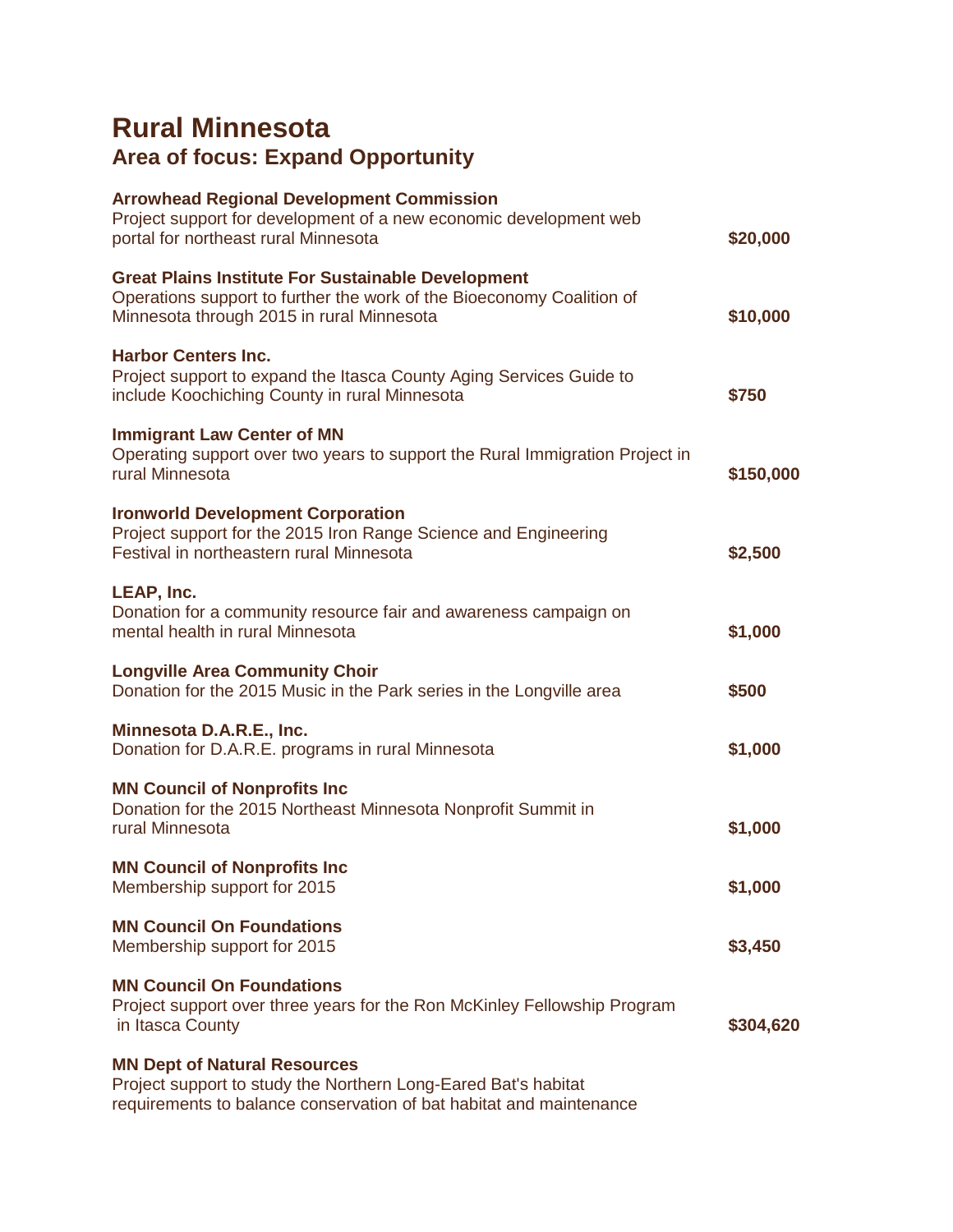# Rural Minnesota

## Area of focus: Expand Opportunity

**Arrowhead Regional Development Commission**
Project support for development of a new economic development web portal for northeast rural Minnesota — **$20,000**

**Great Plains Institute For Sustainable Development**
Operations support to further the work of the Bioeconomy Coalition of Minnesota through 2015 in rural Minnesota — **$10,000**

**Harbor Centers Inc.**
Project support to expand the Itasca County Aging Services Guide to include Koochiching County in rural Minnesota — **$750**

**Immigrant Law Center of MN**
Operating support over two years to support the Rural Immigration Project in rural Minnesota — **$150,000**

**Ironworld Development Corporation**
Project support for the 2015 Iron Range Science and Engineering Festival in northeastern rural Minnesota — **$2,500**

**LEAP, Inc.**
Donation for a community resource fair and awareness campaign on mental health in rural Minnesota — **$1,000**

**Longville Area Community Choir**
Donation for the 2015 Music in the Park series in the Longville area — **$500**

**Minnesota D.A.R.E., Inc.**
Donation for D.A.R.E. programs in rural Minnesota — **$1,000**

**MN Council of Nonprofits Inc**
Donation for the 2015 Northeast Minnesota Nonprofit Summit in rural Minnesota — **$1,000**

**MN Council of Nonprofits Inc**
Membership support for 2015 — **$1,000**

**MN Council On Foundations**
Membership support for 2015 — **$3,450**

**MN Council On Foundations**
Project support over three years for the Ron McKinley Fellowship Program in Itasca County — **$304,620**

**MN Dept of Natural Resources**
Project support to study the Northern Long-Eared Bat's habitat requirements to balance conservation of bat habitat and maintenance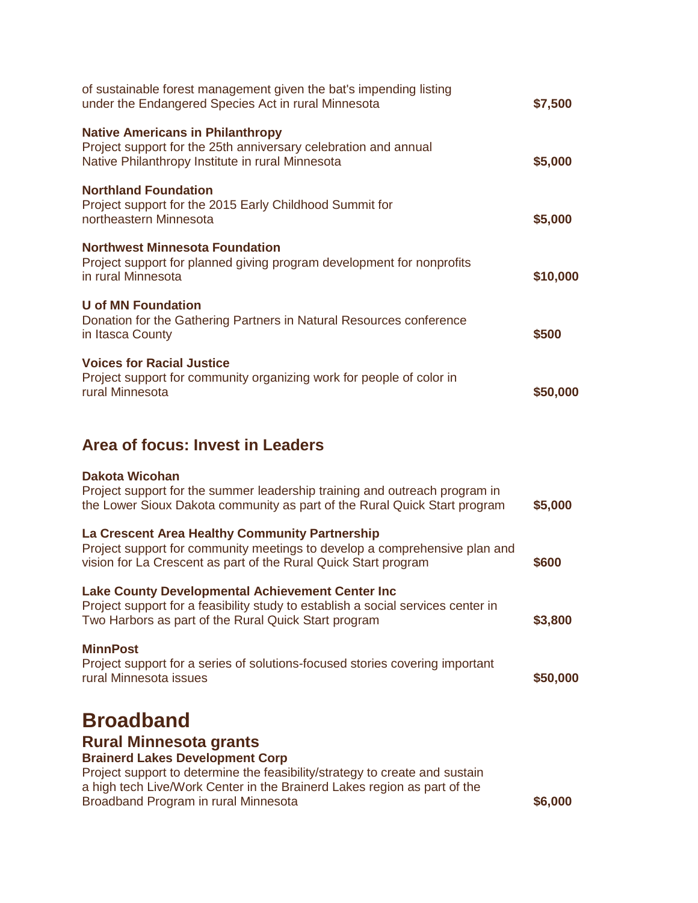of sustainable forest management given the bat's impending listing under the Endangered Species Act in rural Minnesota **$7,500**

**Native Americans in Philanthropy**
Project support for the 25th anniversary celebration and annual Native Philanthropy Institute in rural Minnesota **$5,000**

**Northland Foundation**
Project support for the 2015 Early Childhood Summit for northeastern Minnesota **$5,000**

**Northwest Minnesota Foundation**
Project support for planned giving program development for nonprofits in rural Minnesota **$10,000**

**U of MN Foundation**
Donation for the Gathering Partners in Natural Resources conference in Itasca County **$500**

**Voices for Racial Justice**
Project support for community organizing work for people of color in rural Minnesota **$50,000**

### Area of focus: Invest in Leaders

**Dakota Wicohan**
Project support for the summer leadership training and outreach program in the Lower Sioux Dakota community as part of the Rural Quick Start program **$5,000**

**La Crescent Area Healthy Community Partnership**
Project support for community meetings to develop a comprehensive plan and vision for La Crescent as part of the Rural Quick Start program **$600**

**Lake County Developmental Achievement Center Inc**
Project support for a feasibility study to establish a social services center in Two Harbors as part of the Rural Quick Start program **$3,800**

**MinnPost**
Project support for a series of solutions-focused stories covering important rural Minnesota issues **$50,000**

# Broadband

## Rural Minnesota grants

**Brainerd Lakes Development Corp**
Project support to determine the feasibility/strategy to create and sustain a high tech Live/Work Center in the Brainerd Lakes region as part of the Broadband Program in rural Minnesota **$6,000**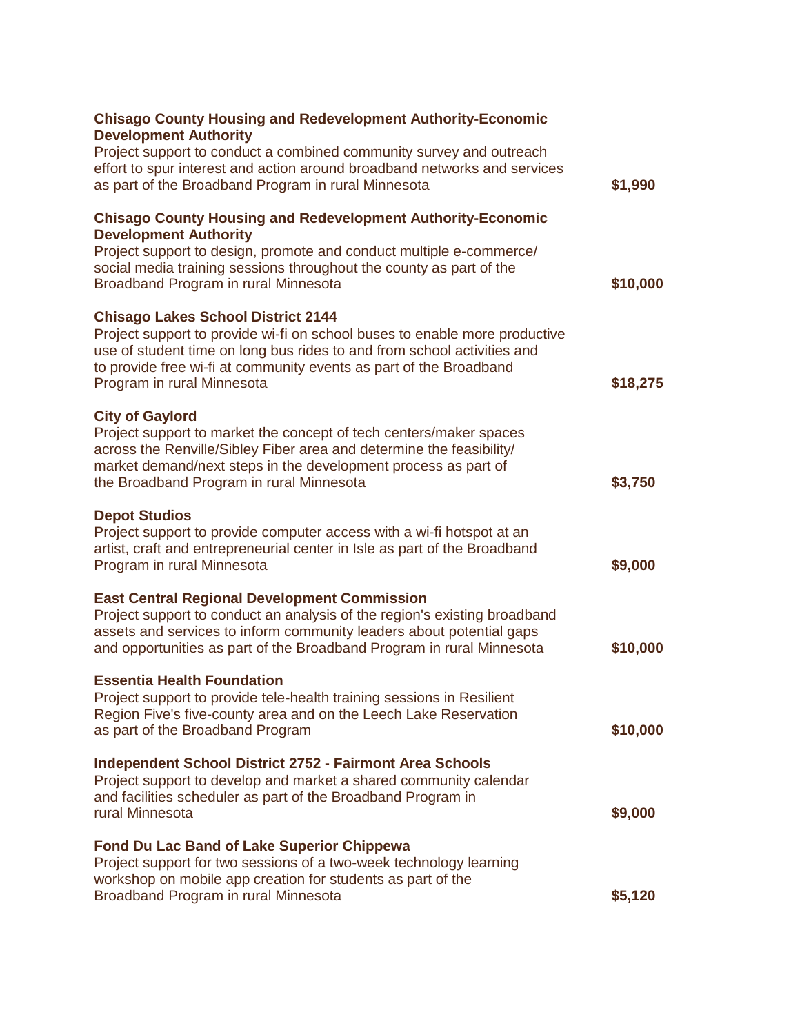**Chisago County Housing and Redevelopment Authority-Economic Development Authority**
Project support to conduct a combined community survey and outreach effort to spur interest and action around broadband networks and services as part of the Broadband Program in rural Minnesota **$1,990**

**Chisago County Housing and Redevelopment Authority-Economic Development Authority**
Project support to design, promote and conduct multiple e-commerce/ social media training sessions throughout the county as part of the Broadband Program in rural Minnesota **$10,000**

**Chisago Lakes School District 2144**
Project support to provide wi-fi on school buses to enable more productive use of student time on long bus rides to and from school activities and to provide free wi-fi at community events as part of the Broadband Program in rural Minnesota **$18,275**

**City of Gaylord**
Project support to market the concept of tech centers/maker spaces across the Renville/Sibley Fiber area and determine the feasibility/ market demand/next steps in the development process as part of the Broadband Program in rural Minnesota **$3,750**

**Depot Studios**
Project support to provide computer access with a wi-fi hotspot at an artist, craft and entrepreneurial center in Isle as part of the Broadband Program in rural Minnesota **$9,000**

**East Central Regional Development Commission**
Project support to conduct an analysis of the region's existing broadband assets and services to inform community leaders about potential gaps and opportunities as part of the Broadband Program in rural Minnesota **$10,000**

**Essentia Health Foundation**
Project support to provide tele-health training sessions in Resilient Region Five's five-county area and on the Leech Lake Reservation as part of the Broadband Program **$10,000**

**Independent School District 2752 - Fairmont Area Schools**
Project support to develop and market a shared community calendar and facilities scheduler as part of the Broadband Program in rural Minnesota **$9,000**

**Fond Du Lac Band of Lake Superior Chippewa**
Project support for two sessions of a two-week technology learning workshop on mobile app creation for students as part of the Broadband Program in rural Minnesota **$5,120**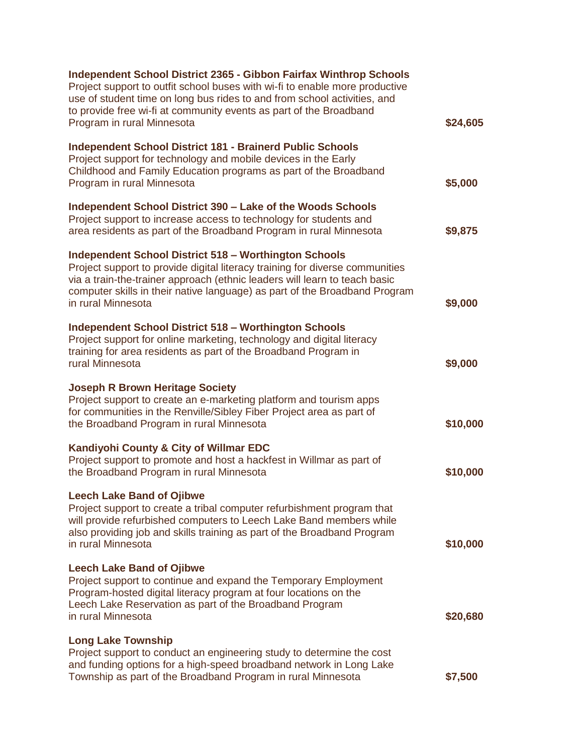**Independent School District 2365 - Gibbon Fairfax Winthrop Schools**
Project support to outfit school buses with wi-fi to enable more productive use of student time on long bus rides to and from school activities, and to provide free wi-fi at community events as part of the Broadband Program in rural Minnesota **$24,605**

**Independent School District 181 - Brainerd Public Schools**
Project support for technology and mobile devices in the Early Childhood and Family Education programs as part of the Broadband Program in rural Minnesota **$5,000**

**Independent School District 390 – Lake of the Woods Schools**
Project support to increase access to technology for students and area residents as part of the Broadband Program in rural Minnesota **$9,875**

**Independent School District 518 – Worthington Schools**
Project support to provide digital literacy training for diverse communities via a train-the-trainer approach (ethnic leaders will learn to teach basic computer skills in their native language) as part of the Broadband Program in rural Minnesota **$9,000**

**Independent School District 518 – Worthington Schools**
Project support for online marketing, technology and digital literacy training for area residents as part of the Broadband Program in rural Minnesota **$9,000**

**Joseph R Brown Heritage Society**
Project support to create an e-marketing platform and tourism apps for communities in the Renville/Sibley Fiber Project area as part of the Broadband Program in rural Minnesota **$10,000**

**Kandiyohi County & City of Willmar EDC**
Project support to promote and host a hackfest in Willmar as part of the Broadband Program in rural Minnesota **$10,000**

**Leech Lake Band of Ojibwe**
Project support to create a tribal computer refurbishment program that will provide refurbished computers to Leech Lake Band members while also providing job and skills training as part of the Broadband Program in rural Minnesota **$10,000**

**Leech Lake Band of Ojibwe**
Project support to continue and expand the Temporary Employment Program-hosted digital literacy program at four locations on the Leech Lake Reservation as part of the Broadband Program in rural Minnesota **$20,680**

**Long Lake Township**
Project support to conduct an engineering study to determine the cost and funding options for a high-speed broadband network in Long Lake Township as part of the Broadband Program in rural Minnesota **$7,500**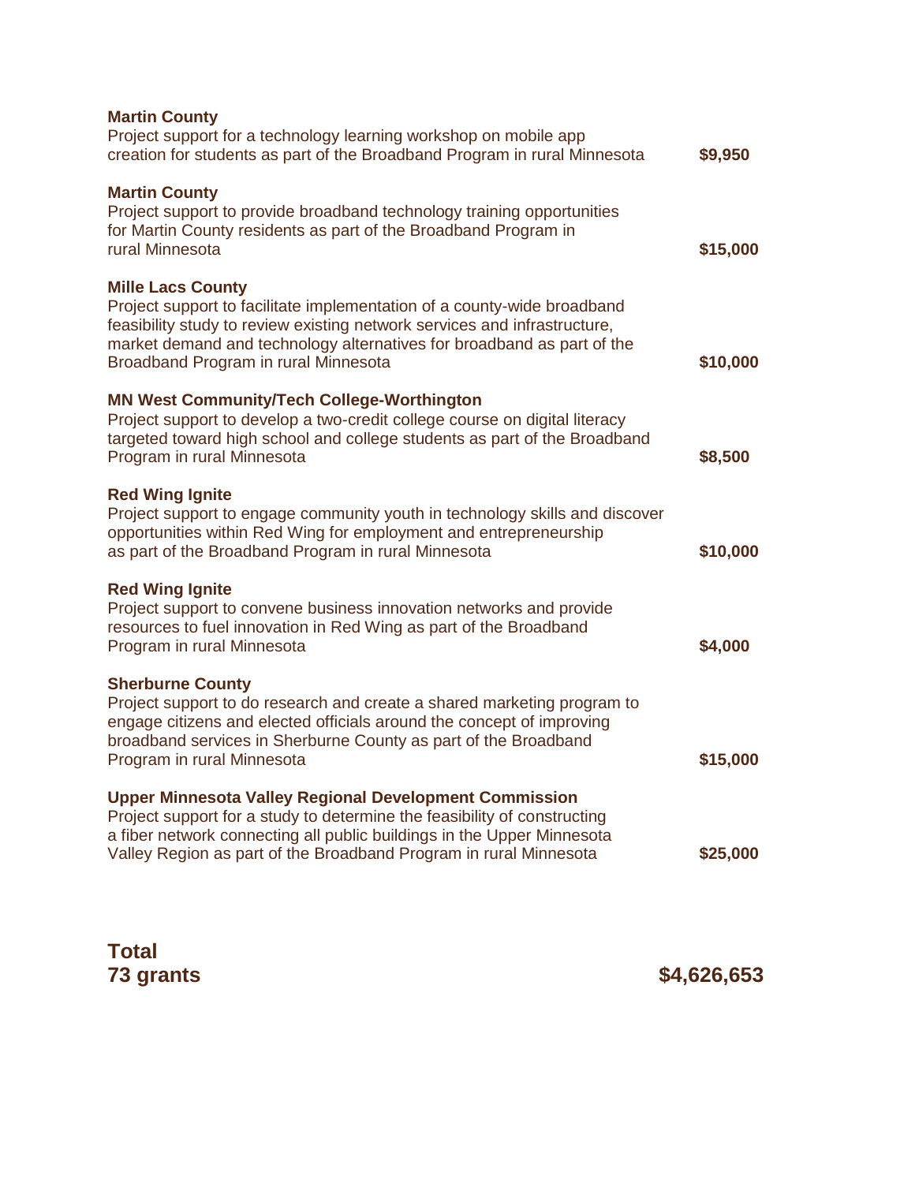**Martin County**
Project support for a technology learning workshop on mobile app creation for students as part of the Broadband Program in rural Minnesota **$9,950**

**Martin County**
Project support to provide broadband technology training opportunities for Martin County residents as part of the Broadband Program in rural Minnesota **$15,000**

**Mille Lacs County**
Project support to facilitate implementation of a county-wide broadband feasibility study to review existing network services and infrastructure, market demand and technology alternatives for broadband as part of the Broadband Program in rural Minnesota **$10,000**

**MN West Community/Tech College-Worthington**
Project support to develop a two-credit college course on digital literacy targeted toward high school and college students as part of the Broadband Program in rural Minnesota **$8,500**

**Red Wing Ignite**
Project support to engage community youth in technology skills and discover opportunities within Red Wing for employment and entrepreneurship as part of the Broadband Program in rural Minnesota **$10,000**

**Red Wing Ignite**
Project support to convene business innovation networks and provide resources to fuel innovation in Red Wing as part of the Broadband Program in rural Minnesota **$4,000**

**Sherburne County**
Project support to do research and create a shared marketing program to engage citizens and elected officials around the concept of improving broadband services in Sherburne County as part of the Broadband Program in rural Minnesota **$15,000**

**Upper Minnesota Valley Regional Development Commission**
Project support for a study to determine the feasibility of constructing a fiber network connecting all public buildings in the Upper Minnesota Valley Region as part of the Broadband Program in rural Minnesota **$25,000**

**Total**
**73 grants** **$4,626,653**